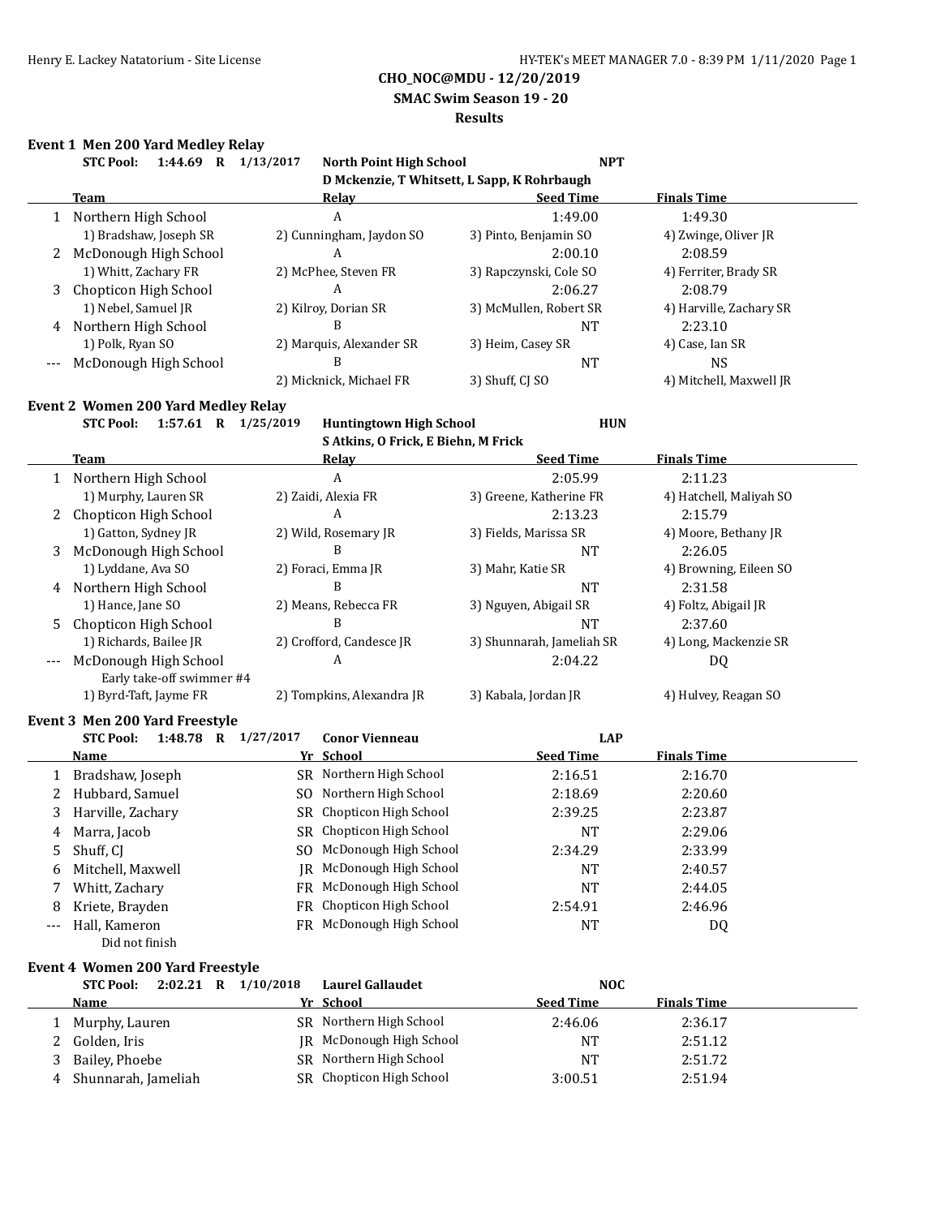**CHO_NOC@MDU - 12/20/2019**

**SMAC Swim Season 19 - 20**

**Results**

### Event 1 Men 200 Yard Medley Relay

**STC Pool: 1:44.69 R 1/13/2017 North Point High School NPT**
**D Mckenzie, T Whitsett, L Sapp, K Rohrbaugh**

| | Team | Relay | Seed Time | Finals Time |
|---|---|---|---|---|
| 1 | Northern High School | A | 1:49.00 | 1:49.30 |
| | 1) Bradshaw, Joseph SR | 2) Cunningham, Jaydon SO | 3) Pinto, Benjamin SO | 4) Zwinge, Oliver JR |
| 2 | McDonough High School | A | 2:00.10 | 2:08.59 |
| | 1) Whitt, Zachary FR | 2) McPhee, Steven FR | 3) Rapczynski, Cole SO | 4) Ferriter, Brady SR |
| 3 | Chopticon High School | A | 2:06.27 | 2:08.79 |
| | 1) Nebel, Samuel JR | 2) Kilroy, Dorian SR | 3) McMullen, Robert SR | 4) Harville, Zachary SR |
| 4 | Northern High School | B | NT | 2:23.10 |
| | 1) Polk, Ryan SO | 2) Marquis, Alexander SR | 3) Heim, Casey SR | 4) Case, Ian SR |
| --- | McDonough High School | B | NT | NS |
| | | 2) Micknick, Michael FR | 3) Shuff, CJ SO | 4) Mitchell, Maxwell JR |

### Event 2 Women 200 Yard Medley Relay

**STC Pool: 1:57.61 R 1/25/2019 Huntingtown High School HUN**
**S Atkins, O Frick, E Biehn, M Frick**

| | Team | Relay | Seed Time | Finals Time |
|---|---|---|---|---|
| 1 | Northern High School | A | 2:05.99 | 2:11.23 |
| | 1) Murphy, Lauren SR | 2) Zaidi, Alexia FR | 3) Greene, Katherine FR | 4) Hatchell, Maliyah SO |
| 2 | Chopticon High School | A | 2:13.23 | 2:15.79 |
| | 1) Gatton, Sydney JR | 2) Wild, Rosemary JR | 3) Fields, Marissa SR | 4) Moore, Bethany JR |
| 3 | McDonough High School | B | NT | 2:26.05 |
| | 1) Lyddane, Ava SO | 2) Foraci, Emma JR | 3) Mahr, Katie SR | 4) Browning, Eileen SO |
| 4 | Northern High School | B | NT | 2:31.58 |
| | 1) Hance, Jane SO | 2) Means, Rebecca FR | 3) Nguyen, Abigail SR | 4) Foltz, Abigail JR |
| 5 | Chopticon High School | B | NT | 2:37.60 |
| | 1) Richards, Bailee JR | 2) Crofford, Candesce JR | 3) Shunnarah, Jameliah SR | 4) Long, Mackenzie SR |
| --- | McDonough High School | A | 2:04.22 | DQ |
| | Early take-off swimmer #4 | | | |
| | 1) Byrd-Taft, Jayme FR | 2) Tompkins, Alexandra JR | 3) Kabala, Jordan JR | 4) Hulvey, Reagan SO |

### Event 3 Men 200 Yard Freestyle

**STC Pool: 1:48.78 R 1/27/2017 Conor Vienneau LAP**

| | Name | Yr | School | Seed Time | Finals Time |
|---|---|---|---|---|---|
| 1 | Bradshaw, Joseph | SR | Northern High School | 2:16.51 | 2:16.70 |
| 2 | Hubbard, Samuel | SO | Northern High School | 2:18.69 | 2:20.60 |
| 3 | Harville, Zachary | SR | Chopticon High School | 2:39.25 | 2:23.87 |
| 4 | Marra, Jacob | SR | Chopticon High School | NT | 2:29.06 |
| 5 | Shuff, CJ | SO | McDonough High School | 2:34.29 | 2:33.99 |
| 6 | Mitchell, Maxwell | JR | McDonough High School | NT | 2:40.57 |
| 7 | Whitt, Zachary | FR | McDonough High School | NT | 2:44.05 |
| 8 | Kriete, Brayden | FR | Chopticon High School | 2:54.91 | 2:46.96 |
| --- | Hall, Kameron | FR | McDonough High School | NT | DQ |
| | Did not finish | | | | |

### Event 4 Women 200 Yard Freestyle

**STC Pool: 2:02.21 R 1/10/2018 Laurel Gallaudet NOC**

| | Name | Yr | School | Seed Time | Finals Time |
|---|---|---|---|---|---|
| 1 | Murphy, Lauren | SR | Northern High School | 2:46.06 | 2:36.17 |
| 2 | Golden, Iris | JR | McDonough High School | NT | 2:51.12 |
| 3 | Bailey, Phoebe | SR | Northern High School | NT | 2:51.72 |
| 4 | Shunnarah, Jameliah | SR | Chopticon High School | 3:00.51 | 2:51.94 |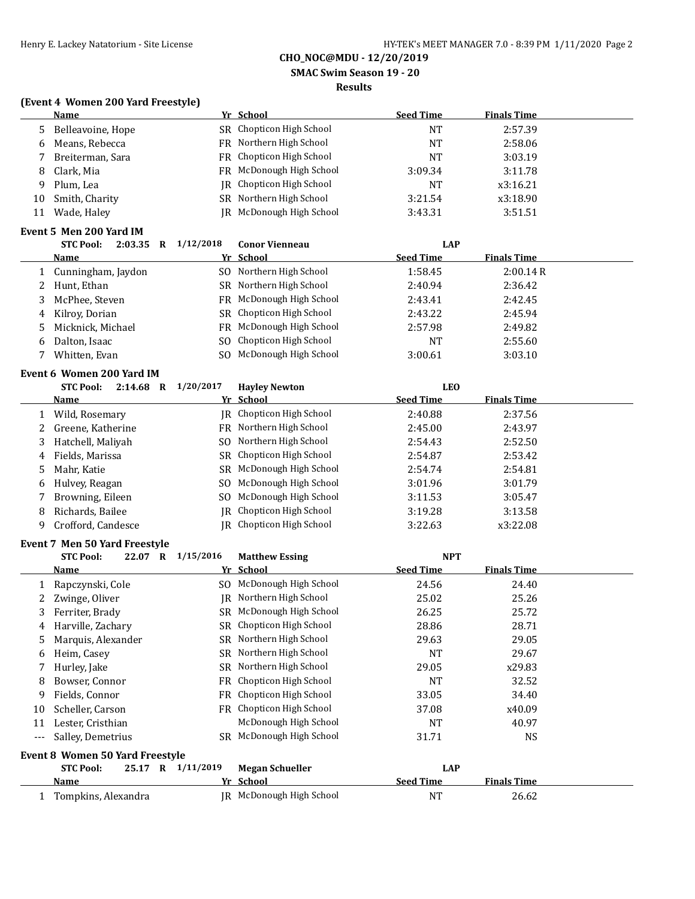**CHO_NOC@MDU - 12/20/2019**

**SMAC Swim Season 19 - 20**

**Results**

### (Event 4 Women 200 Yard Freestyle)

| | Name | Yr | School | Seed Time | Finals Time |
|---|---|---|---|---|---|
| 5 | Belleavoine, Hope | SR | Chopticon High School | NT | 2:57.39 |
| 6 | Means, Rebecca | FR | Northern High School | NT | 2:58.06 |
| 7 | Breiterman, Sara | FR | Chopticon High School | NT | 3:03.19 |
| 8 | Clark, Mia | FR | McDonough High School | 3:09.34 | 3:11.78 |
| 9 | Plum, Lea | JR | Chopticon High School | NT | x3:16.21 |
| 10 | Smith, Charity | SR | Northern High School | 3:21.54 | x3:18.90 |
| 11 | Wade, Haley | JR | McDonough High School | 3:43.31 | 3:51.51 |

### Event 5 Men 200 Yard IM

STC Pool: 2:03.35 R 1/12/2018 Conor Vienneau LAP

| | Name | Yr | School | Seed Time | Finals Time |
|---|---|---|---|---|---|
| 1 | Cunningham, Jaydon | SO | Northern High School | 1:58.45 | 2:00.14 R |
| 2 | Hunt, Ethan | SR | Northern High School | 2:40.94 | 2:36.42 |
| 3 | McPhee, Steven | FR | McDonough High School | 2:43.41 | 2:42.45 |
| 4 | Kilroy, Dorian | SR | Chopticon High School | 2:43.22 | 2:45.94 |
| 5 | Micknick, Michael | FR | McDonough High School | 2:57.98 | 2:49.82 |
| 6 | Dalton, Isaac | SO | Chopticon High School | NT | 2:55.60 |
| 7 | Whitten, Evan | SO | McDonough High School | 3:00.61 | 3:03.10 |

### Event 6 Women 200 Yard IM

STC Pool: 2:14.68 R 1/20/2017 Hayley Newton LEO

| | Name | Yr | School | Seed Time | Finals Time |
|---|---|---|---|---|---|
| 1 | Wild, Rosemary | JR | Chopticon High School | 2:40.88 | 2:37.56 |
| 2 | Greene, Katherine | FR | Northern High School | 2:45.00 | 2:43.97 |
| 3 | Hatchell, Maliyah | SO | Northern High School | 2:54.43 | 2:52.50 |
| 4 | Fields, Marissa | SR | Chopticon High School | 2:54.87 | 2:53.42 |
| 5 | Mahr, Katie | SR | McDonough High School | 2:54.74 | 2:54.81 |
| 6 | Hulvey, Reagan | SO | McDonough High School | 3:01.96 | 3:01.79 |
| 7 | Browning, Eileen | SO | McDonough High School | 3:11.53 | 3:05.47 |
| 8 | Richards, Bailee | JR | Chopticon High School | 3:19.28 | 3:13.58 |
| 9 | Crofford, Candesce | JR | Chopticon High School | 3:22.63 | x3:22.08 |

### Event 7 Men 50 Yard Freestyle

STC Pool: 22.07 R 1/15/2016 Matthew Essing NPT

| | Name | Yr | School | Seed Time | Finals Time |
|---|---|---|---|---|---|
| 1 | Rapczynski, Cole | SO | McDonough High School | 24.56 | 24.40 |
| 2 | Zwinge, Oliver | JR | Northern High School | 25.02 | 25.26 |
| 3 | Ferriter, Brady | SR | McDonough High School | 26.25 | 25.72 |
| 4 | Harville, Zachary | SR | Chopticon High School | 28.86 | 28.71 |
| 5 | Marquis, Alexander | SR | Northern High School | 29.63 | 29.05 |
| 6 | Heim, Casey | SR | Northern High School | NT | 29.67 |
| 7 | Hurley, Jake | SR | Northern High School | 29.05 | x29.83 |
| 8 | Bowser, Connor | FR | Chopticon High School | NT | 32.52 |
| 9 | Fields, Connor | FR | Chopticon High School | 33.05 | 34.40 |
| 10 | Scheller, Carson | FR | Chopticon High School | 37.08 | x40.09 |
| 11 | Lester, Cristhian | | McDonough High School | NT | 40.97 |
| --- | Salley, Demetrius | SR | McDonough High School | 31.71 | NS |

### Event 8 Women 50 Yard Freestyle

STC Pool: 25.17 R 1/11/2019 Megan Schueller LAP

| | Name | Yr | School | Seed Time | Finals Time |
|---|---|---|---|---|---|
| 1 | Tompkins, Alexandra | JR | McDonough High School | NT | 26.62 |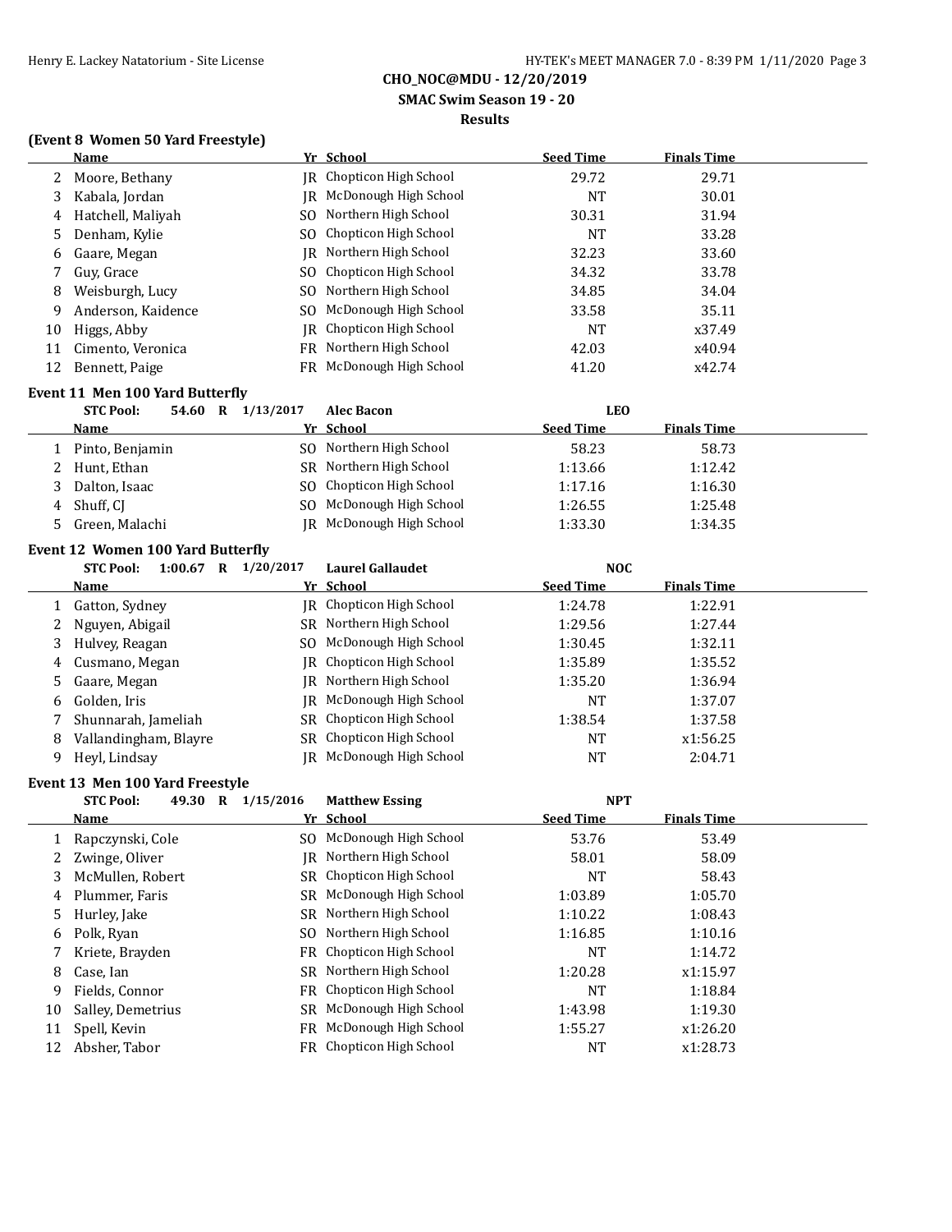**CHO_NOC@MDU - 12/20/2019**
**SMAC Swim Season 19 - 20**
**Results**

### (Event 8 Women 50 Yard Freestyle)

| | Name | Yr | School | Seed Time | Finals Time |
|---|---|---|---|---|---|
| 2 | Moore, Bethany | JR | Chopticon High School | 29.72 | 29.71 |
| 3 | Kabala, Jordan | JR | McDonough High School | NT | 30.01 |
| 4 | Hatchell, Maliyah | SO | Northern High School | 30.31 | 31.94 |
| 5 | Denham, Kylie | SO | Chopticon High School | NT | 33.28 |
| 6 | Gaare, Megan | JR | Northern High School | 32.23 | 33.60 |
| 7 | Guy, Grace | SO | Chopticon High School | 34.32 | 33.78 |
| 8 | Weisburgh, Lucy | SO | Northern High School | 34.85 | 34.04 |
| 9 | Anderson, Kaidence | SO | McDonough High School | 33.58 | 35.11 |
| 10 | Higgs, Abby | JR | Chopticon High School | NT | x37.49 |
| 11 | Cimento, Veronica | FR | Northern High School | 42.03 | x40.94 |
| 12 | Bennett, Paige | FR | McDonough High School | 41.20 | x42.74 |

### Event 11 Men 100 Yard Butterfly

STC Pool: 54.60 R 1/13/2017 Alec Bacon LEO

| | Name | Yr | School | Seed Time | Finals Time |
|---|---|---|---|---|---|
| 1 | Pinto, Benjamin | SO | Northern High School | 58.23 | 58.73 |
| 2 | Hunt, Ethan | SR | Northern High School | 1:13.66 | 1:12.42 |
| 3 | Dalton, Isaac | SO | Chopticon High School | 1:17.16 | 1:16.30 |
| 4 | Shuff, CJ | SO | McDonough High School | 1:26.55 | 1:25.48 |
| 5 | Green, Malachi | JR | McDonough High School | 1:33.30 | 1:34.35 |

### Event 12 Women 100 Yard Butterfly

STC Pool: 1:00.67 R 1/20/2017 Laurel Gallaudet NOC

| | Name | Yr | School | Seed Time | Finals Time |
|---|---|---|---|---|---|
| 1 | Gatton, Sydney | JR | Chopticon High School | 1:24.78 | 1:22.91 |
| 2 | Nguyen, Abigail | SR | Northern High School | 1:29.56 | 1:27.44 |
| 3 | Hulvey, Reagan | SO | McDonough High School | 1:30.45 | 1:32.11 |
| 4 | Cusmano, Megan | JR | Chopticon High School | 1:35.89 | 1:35.52 |
| 5 | Gaare, Megan | JR | Northern High School | 1:35.20 | 1:36.94 |
| 6 | Golden, Iris | JR | McDonough High School | NT | 1:37.07 |
| 7 | Shunnarah, Jameliah | SR | Chopticon High School | 1:38.54 | 1:37.58 |
| 8 | Vallandingham, Blayre | SR | Chopticon High School | NT | x1:56.25 |
| 9 | Heyl, Lindsay | JR | McDonough High School | NT | 2:04.71 |

### Event 13 Men 100 Yard Freestyle

STC Pool: 49.30 R 1/15/2016 Matthew Essing NPT

| | Name | Yr | School | Seed Time | Finals Time |
|---|---|---|---|---|---|
| 1 | Rapczynski, Cole | SO | McDonough High School | 53.76 | 53.49 |
| 2 | Zwinge, Oliver | JR | Northern High School | 58.01 | 58.09 |
| 3 | McMullen, Robert | SR | Chopticon High School | NT | 58.43 |
| 4 | Plummer, Faris | SR | McDonough High School | 1:03.89 | 1:05.70 |
| 5 | Hurley, Jake | SR | Northern High School | 1:10.22 | 1:08.43 |
| 6 | Polk, Ryan | SO | Northern High School | 1:16.85 | 1:10.16 |
| 7 | Kriete, Brayden | FR | Chopticon High School | NT | 1:14.72 |
| 8 | Case, Ian | SR | Northern High School | 1:20.28 | x1:15.97 |
| 9 | Fields, Connor | FR | Chopticon High School | NT | 1:18.84 |
| 10 | Salley, Demetrius | SR | McDonough High School | 1:43.98 | 1:19.30 |
| 11 | Spell, Kevin | FR | McDonough High School | 1:55.27 | x1:26.20 |
| 12 | Absher, Tabor | FR | Chopticon High School | NT | x1:28.73 |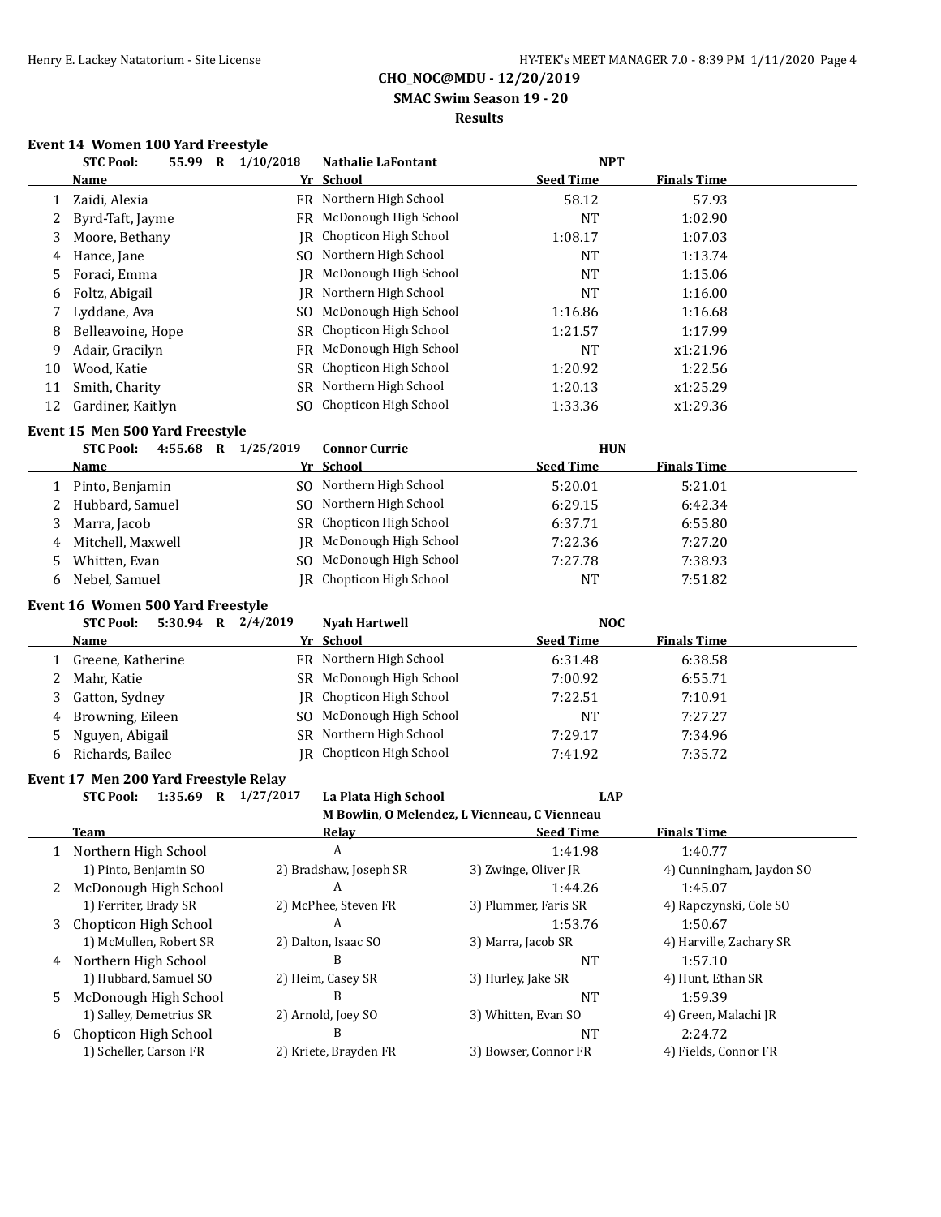**CHO_NOC@MDU - 12/20/2019**

**SMAC Swim Season 19 - 20**

**Results**

### Event 14 Women 100 Yard Freestyle

**STC Pool: 55.99 R 1/10/2018 Nathalie LaFontant NPT**

| | Name | Yr | School | Seed Time | Finals Time |
|---|---|---|---|---|---|
| 1 | Zaidi, Alexia | FR | Northern High School | 58.12 | 57.93 |
| 2 | Byrd-Taft, Jayme | FR | McDonough High School | NT | 1:02.90 |
| 3 | Moore, Bethany | JR | Chopticon High School | 1:08.17 | 1:07.03 |
| 4 | Hance, Jane | SO | Northern High School | NT | 1:13.74 |
| 5 | Foraci, Emma | JR | McDonough High School | NT | 1:15.06 |
| 6 | Foltz, Abigail | JR | Northern High School | NT | 1:16.00 |
| 7 | Lyddane, Ava | SO | McDonough High School | 1:16.86 | 1:16.68 |
| 8 | Belleavoine, Hope | SR | Chopticon High School | 1:21.57 | 1:17.99 |
| 9 | Adair, Gracilyn | FR | McDonough High School | NT | x1:21.96 |
| 10 | Wood, Katie | SR | Chopticon High School | 1:20.92 | 1:22.56 |
| 11 | Smith, Charity | SR | Northern High School | 1:20.13 | x1:25.29 |
| 12 | Gardiner, Kaitlyn | SO | Chopticon High School | 1:33.36 | x1:29.36 |

### Event 15 Men 500 Yard Freestyle

**STC Pool: 4:55.68 R 1/25/2019 Connor Currie HUN**

| | Name | Yr | School | Seed Time | Finals Time |
|---|---|---|---|---|---|
| 1 | Pinto, Benjamin | SO | Northern High School | 5:20.01 | 5:21.01 |
| 2 | Hubbard, Samuel | SO | Northern High School | 6:29.15 | 6:42.34 |
| 3 | Marra, Jacob | SR | Chopticon High School | 6:37.71 | 6:55.80 |
| 4 | Mitchell, Maxwell | JR | McDonough High School | 7:22.36 | 7:27.20 |
| 5 | Whitten, Evan | SO | McDonough High School | 7:27.78 | 7:38.93 |
| 6 | Nebel, Samuel | JR | Chopticon High School | NT | 7:51.82 |

### Event 16 Women 500 Yard Freestyle

**STC Pool: 5:30.94 R 2/4/2019 Nyah Hartwell NOC**

| | Name | Yr | School | Seed Time | Finals Time |
|---|---|---|---|---|---|
| 1 | Greene, Katherine | FR | Northern High School | 6:31.48 | 6:38.58 |
| 2 | Mahr, Katie | SR | McDonough High School | 7:00.92 | 6:55.71 |
| 3 | Gatton, Sydney | JR | Chopticon High School | 7:22.51 | 7:10.91 |
| 4 | Browning, Eileen | SO | McDonough High School | NT | 7:27.27 |
| 5 | Nguyen, Abigail | SR | Northern High School | 7:29.17 | 7:34.96 |
| 6 | Richards, Bailee | JR | Chopticon High School | 7:41.92 | 7:35.72 |

### Event 17 Men 200 Yard Freestyle Relay

**STC Pool: 1:35.69 R 1/27/2017 La Plata High School LAP**

**M Bowlin, O Melendez, L Vienneau, C Vienneau**

| | Team | Relay | Seed Time | Finals Time |
|---|---|---|---|---|
| 1 | Northern High School | A | 1:41.98 | 1:40.77 |
| | 1) Pinto, Benjamin SO | 2) Bradshaw, Joseph SR | 3) Zwinge, Oliver JR | 4) Cunningham, Jaydon SO |
| 2 | McDonough High School | A | 1:44.26 | 1:45.07 |
| | 1) Ferriter, Brady SR | 2) McPhee, Steven FR | 3) Plummer, Faris SR | 4) Rapczynski, Cole SO |
| 3 | Chopticon High School | A | 1:53.76 | 1:50.67 |
| | 1) McMullen, Robert SR | 2) Dalton, Isaac SO | 3) Marra, Jacob SR | 4) Harville, Zachary SR |
| 4 | Northern High School | B | NT | 1:57.10 |
| | 1) Hubbard, Samuel SO | 2) Heim, Casey SR | 3) Hurley, Jake SR | 4) Hunt, Ethan SR |
| 5 | McDonough High School | B | NT | 1:59.39 |
| | 1) Salley, Demetrius SR | 2) Arnold, Joey SO | 3) Whitten, Evan SO | 4) Green, Malachi JR |
| 6 | Chopticon High School | B | NT | 2:24.72 |
| | 1) Scheller, Carson FR | 2) Kriete, Brayden FR | 3) Bowser, Connor FR | 4) Fields, Connor FR |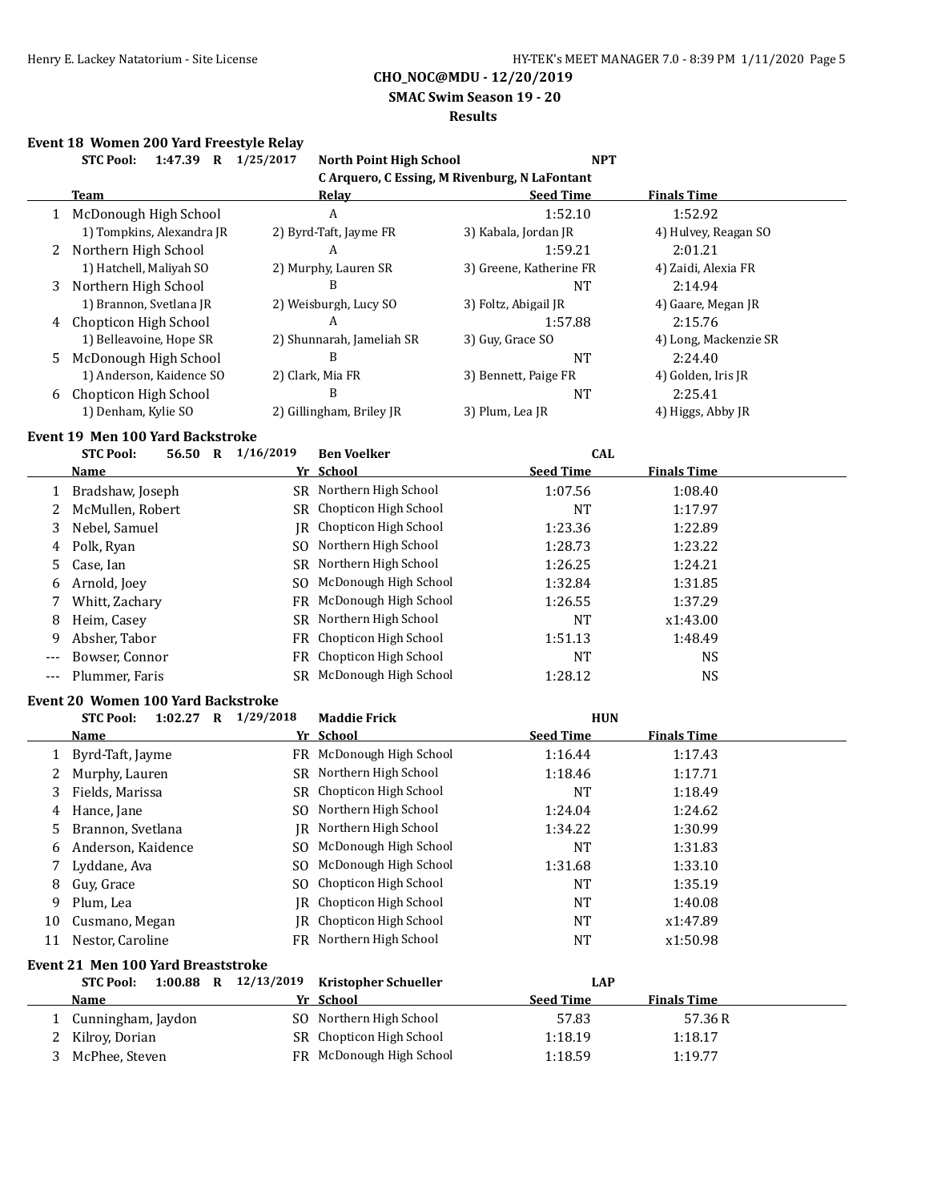**CHO_NOC@MDU - 12/20/2019**

**SMAC Swim Season 19 - 20**

**Results**

### Event 18 Women 200 Yard Freestyle Relay

**STC Pool: 1:47.39 R 1/25/2017 North Point High School NPT**
**C Arquero, C Essing, M Rivenburg, N LaFontant**

| | Team | Relay | Seed Time | Finals Time |
|---|---|---|---|---|
| 1 | McDonough High School | A | 1:52.10 | 1:52.92 |
| | 1) Tompkins, Alexandra JR | 2) Byrd-Taft, Jayme FR | 3) Kabala, Jordan JR | 4) Hulvey, Reagan SO |
| 2 | Northern High School | A | 1:59.21 | 2:01.21 |
| | 1) Hatchell, Maliyah SO | 2) Murphy, Lauren SR | 3) Greene, Katherine FR | 4) Zaidi, Alexia FR |
| 3 | Northern High School | B | NT | 2:14.94 |
| | 1) Brannon, Svetlana JR | 2) Weisburgh, Lucy SO | 3) Foltz, Abigail JR | 4) Gaare, Megan JR |
| 4 | Chopticon High School | A | 1:57.88 | 2:15.76 |
| | 1) Belleavoine, Hope SR | 2) Shunnarah, Jameliah SR | 3) Guy, Grace SO | 4) Long, Mackenzie SR |
| 5 | McDonough High School | B | NT | 2:24.40 |
| | 1) Anderson, Kaidence SO | 2) Clark, Mia FR | 3) Bennett, Paige FR | 4) Golden, Iris JR |
| 6 | Chopticon High School | B | NT | 2:25.41 |
| | 1) Denham, Kylie SO | 2) Gillingham, Briley JR | 3) Plum, Lea JR | 4) Higgs, Abby JR |

### Event 19 Men 100 Yard Backstroke

**STC Pool: 56.50 R 1/16/2019 Ben Voelker CAL**

| | Name | Yr | School | Seed Time | Finals Time |
|---|---|---|---|---|---|
| 1 | Bradshaw, Joseph | SR | Northern High School | 1:07.56 | 1:08.40 |
| 2 | McMullen, Robert | SR | Chopticon High School | NT | 1:17.97 |
| 3 | Nebel, Samuel | JR | Chopticon High School | 1:23.36 | 1:22.89 |
| 4 | Polk, Ryan | SO | Northern High School | 1:28.73 | 1:23.22 |
| 5 | Case, Ian | SR | Northern High School | 1:26.25 | 1:24.21 |
| 6 | Arnold, Joey | SO | McDonough High School | 1:32.84 | 1:31.85 |
| 7 | Whitt, Zachary | FR | McDonough High School | 1:26.55 | 1:37.29 |
| 8 | Heim, Casey | SR | Northern High School | NT | x1:43.00 |
| 9 | Absher, Tabor | FR | Chopticon High School | 1:51.13 | 1:48.49 |
| --- | Bowser, Connor | FR | Chopticon High School | NT | NS |
| --- | Plummer, Faris | SR | McDonough High School | 1:28.12 | NS |

### Event 20 Women 100 Yard Backstroke

**STC Pool: 1:02.27 R 1/29/2018 Maddie Frick HUN**

| | Name | Yr | School | Seed Time | Finals Time |
|---|---|---|---|---|---|
| 1 | Byrd-Taft, Jayme | FR | McDonough High School | 1:16.44 | 1:17.43 |
| 2 | Murphy, Lauren | SR | Northern High School | 1:18.46 | 1:17.71 |
| 3 | Fields, Marissa | SR | Chopticon High School | NT | 1:18.49 |
| 4 | Hance, Jane | SO | Northern High School | 1:24.04 | 1:24.62 |
| 5 | Brannon, Svetlana | JR | Northern High School | 1:34.22 | 1:30.99 |
| 6 | Anderson, Kaidence | SO | McDonough High School | NT | 1:31.83 |
| 7 | Lyddane, Ava | SO | McDonough High School | 1:31.68 | 1:33.10 |
| 8 | Guy, Grace | SO | Chopticon High School | NT | 1:35.19 |
| 9 | Plum, Lea | JR | Chopticon High School | NT | 1:40.08 |
| 10 | Cusmano, Megan | JR | Chopticon High School | NT | x1:47.89 |
| 11 | Nestor, Caroline | FR | Northern High School | NT | x1:50.98 |

### Event 21 Men 100 Yard Breaststroke

**STC Pool: 1:00.88 R 12/13/2019 Kristopher Schueller LAP**

| | Name | Yr | School | Seed Time | Finals Time |
|---|---|---|---|---|---|
| 1 | Cunningham, Jaydon | SO | Northern High School | 57.83 | 57.36 R |
| 2 | Kilroy, Dorian | SR | Chopticon High School | 1:18.19 | 1:18.17 |
| 3 | McPhee, Steven | FR | McDonough High School | 1:18.59 | 1:19.77 |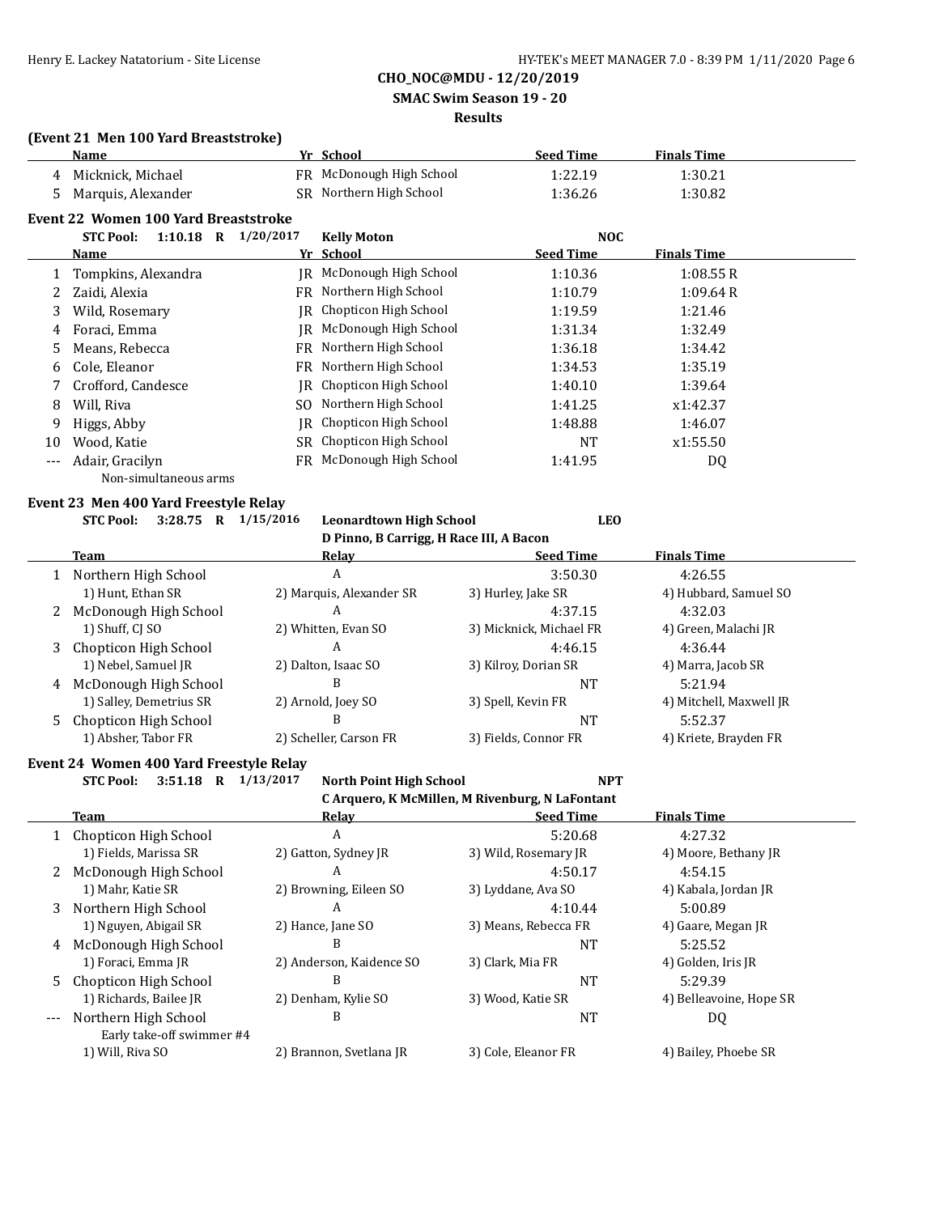**CHO_NOC@MDU - 12/20/2019**

**SMAC Swim Season 19 - 20**

**Results**

### (Event 21 Men 100 Yard Breaststroke)

| | Name | Yr | School | Seed Time | Finals Time |
|---|---|---|---|---|---|
| 4 | Micknick, Michael | FR | McDonough High School | 1:22.19 | 1:30.21 |
| 5 | Marquis, Alexander | SR | Northern High School | 1:36.26 | 1:30.82 |

### Event 22 Women 100 Yard Breaststroke

STC Pool: 1:10.18 R 1/20/2017 Kelly Moton NOC

| | Name | Yr | School | Seed Time | Finals Time |
|---|---|---|---|---|---|
| 1 | Tompkins, Alexandra | JR | McDonough High School | 1:10.36 | 1:08.55 R |
| 2 | Zaidi, Alexia | FR | Northern High School | 1:10.79 | 1:09.64 R |
| 3 | Wild, Rosemary | JR | Chopticon High School | 1:19.59 | 1:21.46 |
| 4 | Foraci, Emma | JR | McDonough High School | 1:31.34 | 1:32.49 |
| 5 | Means, Rebecca | FR | Northern High School | 1:36.18 | 1:34.42 |
| 6 | Cole, Eleanor | FR | Northern High School | 1:34.53 | 1:35.19 |
| 7 | Crofford, Candesce | JR | Chopticon High School | 1:40.10 | 1:39.64 |
| 8 | Will, Riva | SO | Northern High School | 1:41.25 | x1:42.37 |
| 9 | Higgs, Abby | JR | Chopticon High School | 1:48.88 | 1:46.07 |
| 10 | Wood, Katie | SR | Chopticon High School | NT | x1:55.50 |
| --- | Adair, Gracilyn | FR | McDonough High School | 1:41.95 | DQ |
| | Non-simultaneous arms | | | | |

### Event 23 Men 400 Yard Freestyle Relay

STC Pool: 3:28.75 R 1/15/2016 Leonardtown High School LEO
D Pinno, B Carrigg, H Race III, A Bacon

| | Team | Relay | Seed Time | Finals Time |
|---|---|---|---|---|
| 1 | Northern High School | A | 3:50.30 | 4:26.55 |
| | 1) Hunt, Ethan SR | 2) Marquis, Alexander SR | 3) Hurley, Jake SR | 4) Hubbard, Samuel SO |
| 2 | McDonough High School | A | 4:37.15 | 4:32.03 |
| | 1) Shuff, CJ SO | 2) Whitten, Evan SO | 3) Micknick, Michael FR | 4) Green, Malachi JR |
| 3 | Chopticon High School | A | 4:46.15 | 4:36.44 |
| | 1) Nebel, Samuel JR | 2) Dalton, Isaac SO | 3) Kilroy, Dorian SR | 4) Marra, Jacob SR |
| 4 | McDonough High School | B | NT | 5:21.94 |
| | 1) Salley, Demetrius SR | 2) Arnold, Joey SO | 3) Spell, Kevin FR | 4) Mitchell, Maxwell JR |
| 5 | Chopticon High School | B | NT | 5:52.37 |
| | 1) Absher, Tabor FR | 2) Scheller, Carson FR | 3) Fields, Connor FR | 4) Kriete, Brayden FR |

### Event 24 Women 400 Yard Freestyle Relay

STC Pool: 3:51.18 R 1/13/2017 North Point High School NPT
C Arquero, K McMillen, M Rivenburg, N LaFontant

| | Team | Relay | Seed Time | Finals Time |
|---|---|---|---|---|
| 1 | Chopticon High School | A | 5:20.68 | 4:27.32 |
| | 1) Fields, Marissa SR | 2) Gatton, Sydney JR | 3) Wild, Rosemary JR | 4) Moore, Bethany JR |
| 2 | McDonough High School | A | 4:50.17 | 4:54.15 |
| | 1) Mahr, Katie SR | 2) Browning, Eileen SO | 3) Lyddane, Ava SO | 4) Kabala, Jordan JR |
| 3 | Northern High School | A | 4:10.44 | 5:00.89 |
| | 1) Nguyen, Abigail SR | 2) Hance, Jane SO | 3) Means, Rebecca FR | 4) Gaare, Megan JR |
| 4 | McDonough High School | B | NT | 5:25.52 |
| | 1) Foraci, Emma JR | 2) Anderson, Kaidence SO | 3) Clark, Mia FR | 4) Golden, Iris JR |
| 5 | Chopticon High School | B | NT | 5:29.39 |
| | 1) Richards, Bailee JR | 2) Denham, Kylie SO | 3) Wood, Katie SR | 4) Belleavoine, Hope SR |
| --- | Northern High School | B | NT | DQ |
| | Early take-off swimmer #4 | | | |
| | 1) Will, Riva SO | 2) Brannon, Svetlana JR | 3) Cole, Eleanor FR | 4) Bailey, Phoebe SR |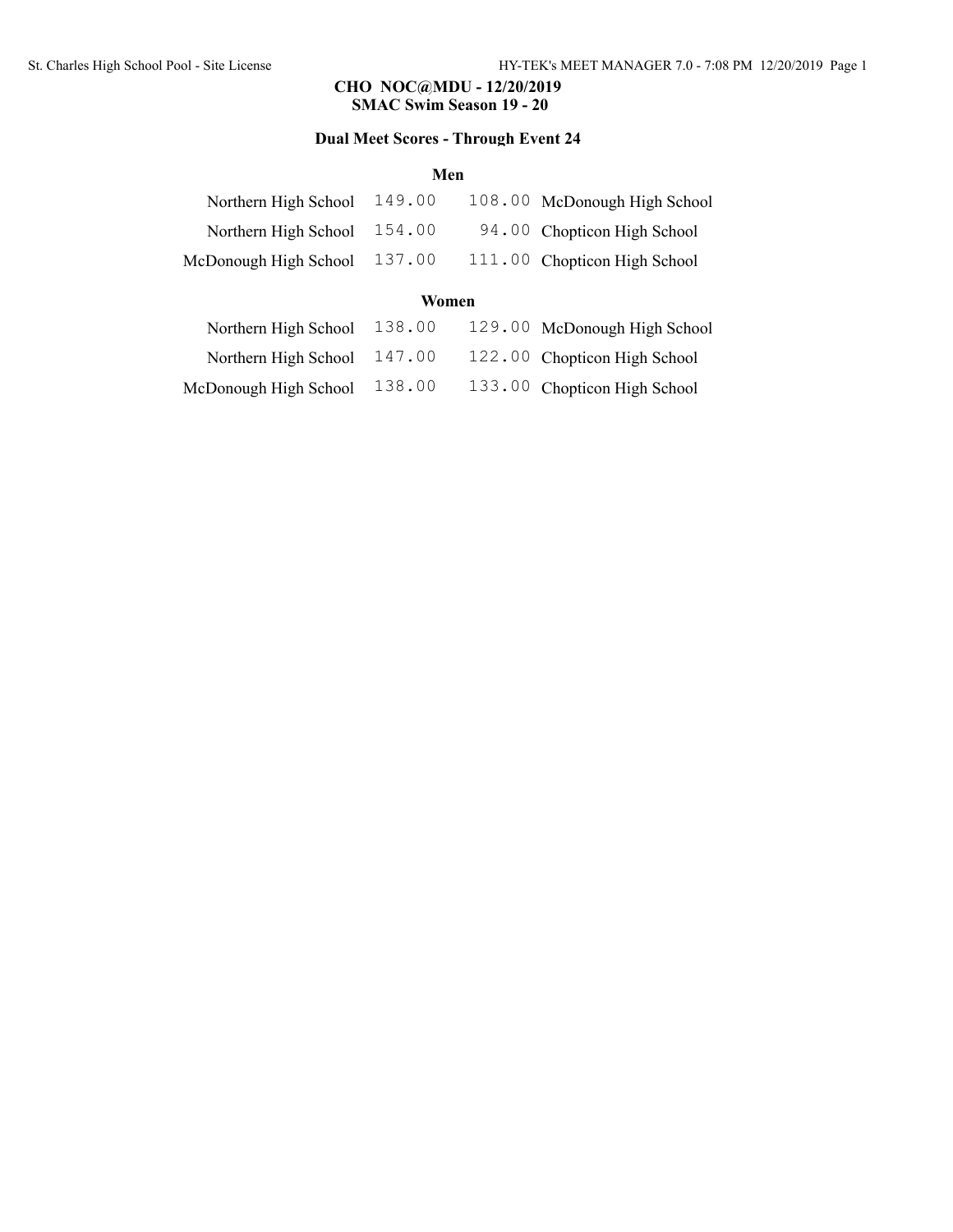**CHO NOC@MDU - 12/20/2019**
**SMAC Swim Season 19 - 20**

## Dual Meet Scores - Through Event 24

### Men

| | | | |
|---|---|---|---|
| Northern High School | 149.00 | 108.00 | McDonough High School |
| Northern High School | 154.00 | 94.00 | Chopticon High School |
| McDonough High School | 137.00 | 111.00 | Chopticon High School |

### Women

| | | | |
|---|---|---|---|
| Northern High School | 138.00 | 129.00 | McDonough High School |
| Northern High School | 147.00 | 122.00 | Chopticon High School |
| McDonough High School | 138.00 | 133.00 | Chopticon High School |